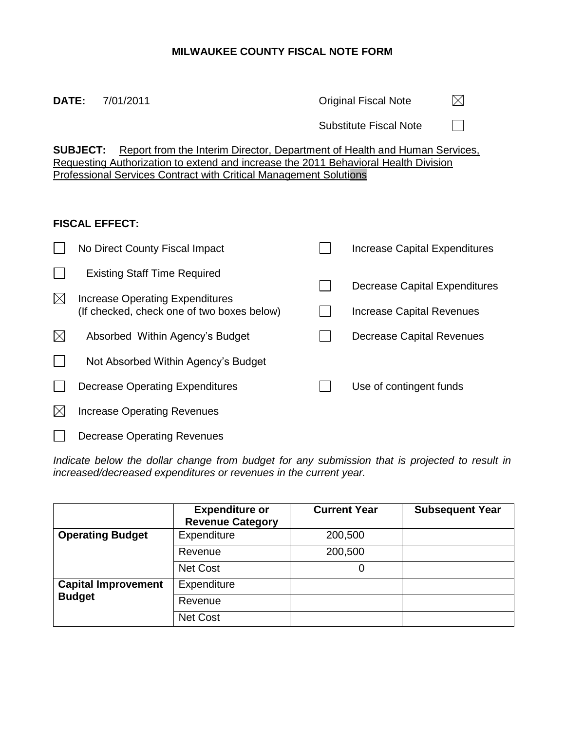# MILWAUKEE COUNTY FISCAL NOTE FORM

**DATE:** 7/01/2011

Original Fiscal Note ☒

Substitute Fiscal Note ☐

**SUBJECT:** Report from the Interim Director, Department of Health and Human Services, Requesting Authorization to extend and increase the 2011 Behavioral Health Division Professional Services Contract with Critical Management Solutions

**FISCAL EFFECT:**

- ☐ No Direct County Fiscal Impact
- ☐ Existing Staff Time Required
- ☒ Increase Operating Expenditures (If checked, check one of two boxes below)
  - ☒ Absorbed Within Agency's Budget
  - ☐ Not Absorbed Within Agency's Budget
- ☐ Decrease Operating Expenditures
- ☒ Increase Operating Revenues
- ☐ Decrease Operating Revenues
- ☐ Increase Capital Expenditures
- ☐ Decrease Capital Expenditures
- ☐ Increase Capital Revenues
- ☐ Decrease Capital Revenues
- ☐ Use of contingent funds

*Indicate below the dollar change from budget for any submission that is projected to result in increased/decreased expenditures or revenues in the current year.*

| | Expenditure or Revenue Category | Current Year | Subsequent Year |
|---|---|---|---|
| **Operating Budget** | Expenditure | 200,500 | |
| | Revenue | 200,500 | |
| | Net Cost | 0 | |
| **Capital Improvement Budget** | Expenditure | | |
| | Revenue | | |
| | Net Cost | | |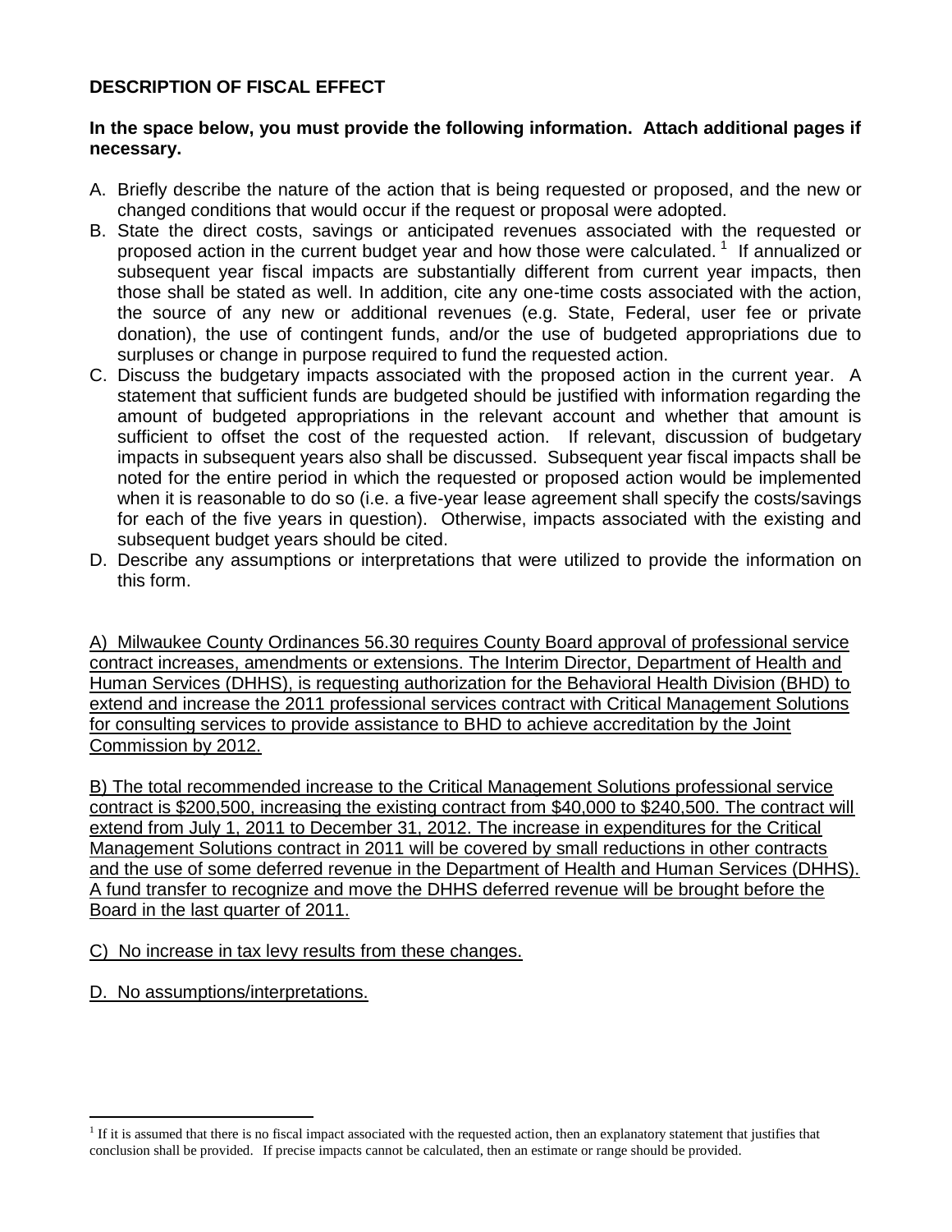## DESCRIPTION OF FISCAL EFFECT

**In the space below, you must provide the following information. Attach additional pages if necessary.**

A. Briefly describe the nature of the action that is being requested or proposed, and the new or changed conditions that would occur if the request or proposal were adopted.
B. State the direct costs, savings or anticipated revenues associated with the requested or proposed action in the current budget year and how those were calculated.[1] If annualized or subsequent year fiscal impacts are substantially different from current year impacts, then those shall be stated as well. In addition, cite any one-time costs associated with the action, the source of any new or additional revenues (e.g. State, Federal, user fee or private donation), the use of contingent funds, and/or the use of budgeted appropriations due to surpluses or change in purpose required to fund the requested action.
C. Discuss the budgetary impacts associated with the proposed action in the current year. A statement that sufficient funds are budgeted should be justified with information regarding the amount of budgeted appropriations in the relevant account and whether that amount is sufficient to offset the cost of the requested action. If relevant, discussion of budgetary impacts in subsequent years also shall be discussed. Subsequent year fiscal impacts shall be noted for the entire period in which the requested or proposed action would be implemented when it is reasonable to do so (i.e. a five-year lease agreement shall specify the costs/savings for each of the five years in question). Otherwise, impacts associated with the existing and subsequent budget years should be cited.
D. Describe any assumptions or interpretations that were utilized to provide the information on this form.

A) Milwaukee County Ordinances 56.30 requires County Board approval of professional service contract increases, amendments or extensions. The Interim Director, Department of Health and Human Services (DHHS), is requesting authorization for the Behavioral Health Division (BHD) to extend and increase the 2011 professional services contract with Critical Management Solutions for consulting services to provide assistance to BHD to achieve accreditation by the Joint Commission by 2012.

B) The total recommended increase to the Critical Management Solutions professional service contract is $200,500, increasing the existing contract from $40,000 to $240,500. The contract will extend from July 1, 2011 to December 31, 2012. The increase in expenditures for the Critical Management Solutions contract in 2011 will be covered by small reductions in other contracts and the use of some deferred revenue in the Department of Health and Human Services (DHHS). A fund transfer to recognize and move the DHHS deferred revenue will be brought before the Board in the last quarter of 2011.

C) No increase in tax levy results from these changes.

D. No assumptions/interpretations.

[1] If it is assumed that there is no fiscal impact associated with the requested action, then an explanatory statement that justifies that conclusion shall be provided. If precise impacts cannot be calculated, then an estimate or range should be provided.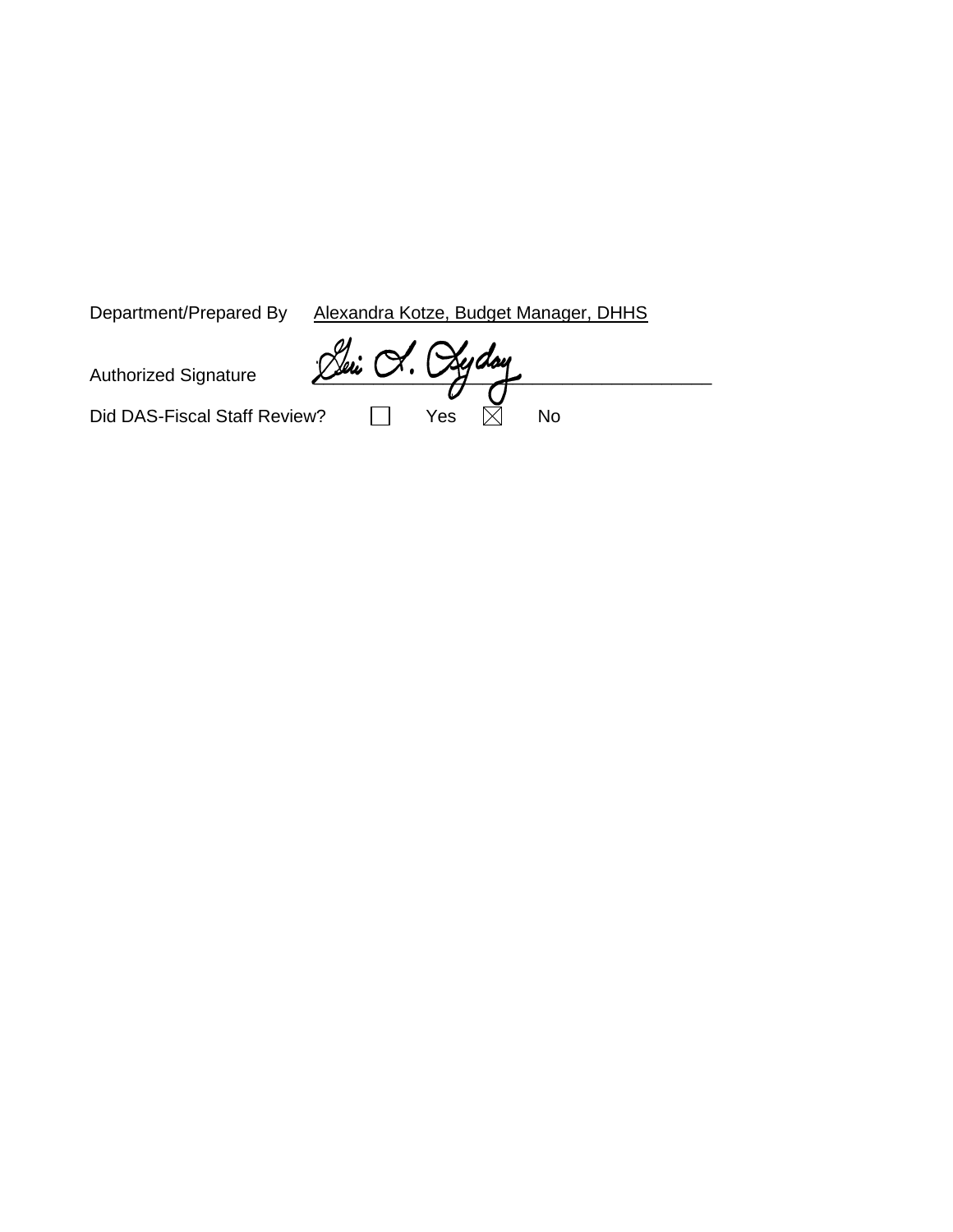Department/Prepared By Alexandra Kotze, Budget Manager, DHHS

Authorized Signature Geri A. Cyday

Did DAS-Fiscal Staff Review? ☐ Yes ☒ No